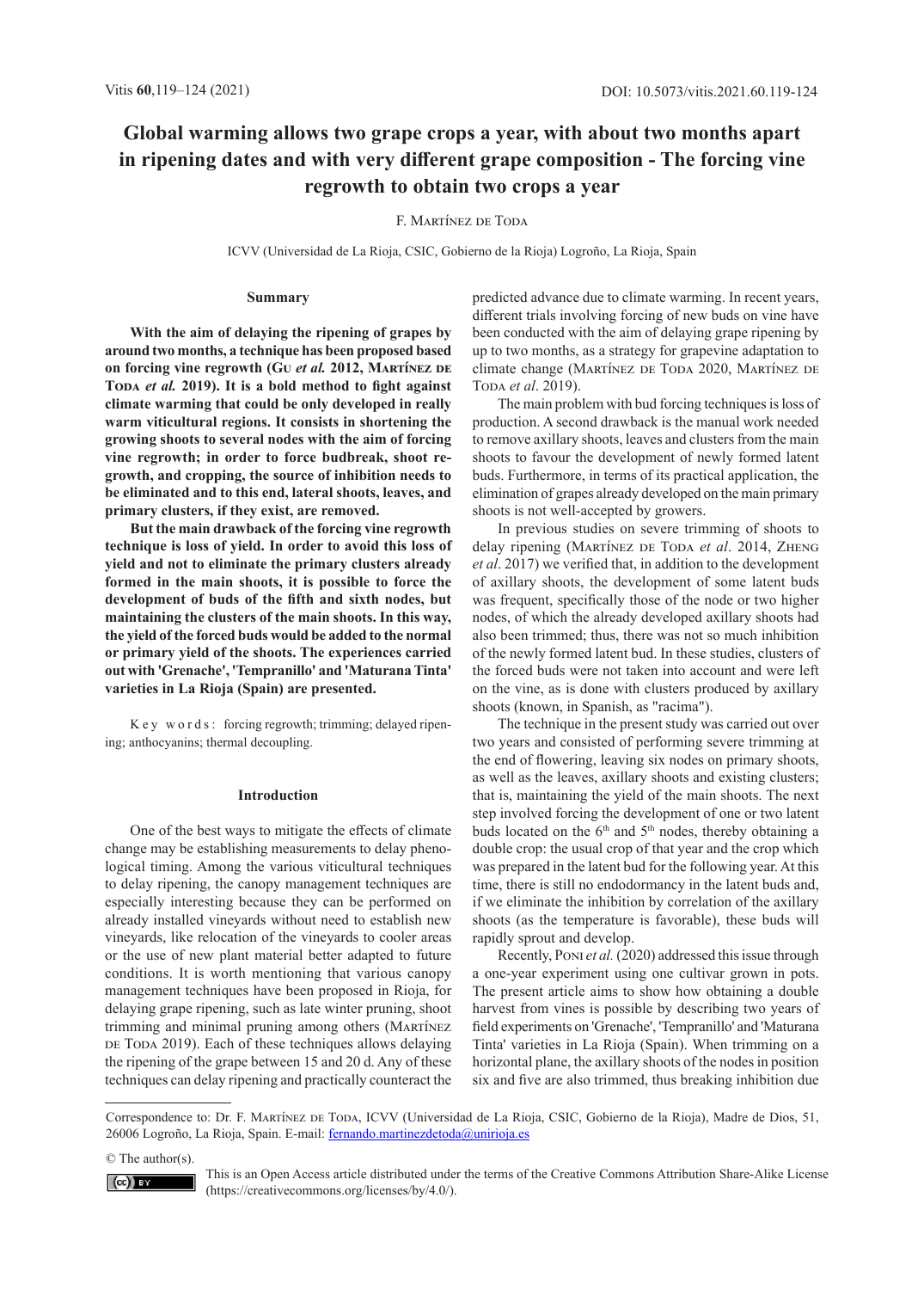# Global warming allows two grape crops a year, with about two months apart in ripening dates and with very different grape composition - The forcing vine regrowth to obtain two crops a year

F. Martínez de Toda

ICVV (Universidad de La Rioja, CSIC, Gobierno de la Rioja) Logroño, La Rioja, Spain

## Summary

**With the aim of delaying the ripening of grapes by around two months, a technique has been proposed based on forcing vine regrowth (Gu *et al.* 2012, Martínez de Toda *et al.* 2019). It is a bold method to fight against climate warming that could be only developed in really warm viticultural regions. It consists in shortening the growing shoots to several nodes with the aim of forcing vine regrowth; in order to force budbreak, shoot re-growth, and cropping, the source of inhibition needs to be eliminated and to this end, lateral shoots, leaves, and primary clusters, if they exist, are removed.**

**But the main drawback of the forcing vine regrowth technique is loss of yield. In order to avoid this loss of yield and not to eliminate the primary clusters already formed in the main shoots, it is possible to force the development of buds of the fifth and sixth nodes, but maintaining the clusters of the main shoots. In this way, the yield of the forced buds would be added to the normal or primary yield of the shoots. The experiences carried out with 'Grenache', 'Tempranillo' and 'Maturana Tinta' varieties in La Rioja (Spain) are presented.**

K e y w o r d s : forcing regrowth; trimming; delayed ripening; anthocyanins; thermal decoupling.

## Introduction

One of the best ways to mitigate the effects of climate change may be establishing measurements to delay phenological timing. Among the various viticultural techniques to delay ripening, the canopy management techniques are especially interesting because they can be performed on already installed vineyards without need to establish new vineyards, like relocation of the vineyards to cooler areas or the use of new plant material better adapted to future conditions. It is worth mentioning that various canopy management techniques have been proposed in Rioja, for delaying grape ripening, such as late winter pruning, shoot trimming and minimal pruning among others (Martínez de Toda 2019). Each of these techniques allows delaying the ripening of the grape between 15 and 20 d. Any of these techniques can delay ripening and practically counteract the predicted advance due to climate warming. In recent years, different trials involving forcing of new buds on vine have been conducted with the aim of delaying grape ripening by up to two months, as a strategy for grapevine adaptation to climate change (Martínez de Toda 2020, Martínez de Toda *et al*. 2019).

The main problem with bud forcing techniques is loss of production. A second drawback is the manual work needed to remove axillary shoots, leaves and clusters from the main shoots to favour the development of newly formed latent buds. Furthermore, in terms of its practical application, the elimination of grapes already developed on the main primary shoots is not well-accepted by growers.

In previous studies on severe trimming of shoots to delay ripening (Martínez de Toda *et al*. 2014, Zheng *et al*. 2017) we verified that, in addition to the development of axillary shoots, the development of some latent buds was frequent, specifically those of the node or two higher nodes, of which the already developed axillary shoots had also been trimmed; thus, there was not so much inhibition of the newly formed latent bud. In these studies, clusters of the forced buds were not taken into account and were left on the vine, as is done with clusters produced by axillary shoots (known, in Spanish, as "racima").

The technique in the present study was carried out over two years and consisted of performing severe trimming at the end of flowering, leaving six nodes on primary shoots, as well as the leaves, axillary shoots and existing clusters; that is, maintaining the yield of the main shoots. The next step involved forcing the development of one or two latent buds located on the 6th and 5th nodes, thereby obtaining a double crop: the usual crop of that year and the crop which was prepared in the latent bud for the following year. At this time, there is still no endodormancy in the latent buds and, if we eliminate the inhibition by correlation of the axillary shoots (as the temperature is favorable), these buds will rapidly sprout and develop.

Recently, Poni *et al.* (2020) addressed this issue through a one-year experiment using one cultivar grown in pots. The present article aims to show how obtaining a double harvest from vines is possible by describing two years of field experiments on 'Grenache', 'Tempranillo' and 'Maturana Tinta' varieties in La Rioja (Spain). When trimming on a horizontal plane, the axillary shoots of the nodes in position six and five are also trimmed, thus breaking inhibition due

---

Correspondence to: Dr. F. Martínez de Toda, ICVV (Universidad de La Rioja, CSIC, Gobierno de la Rioja), Madre de Dios, 51, 26006 Logroño, La Rioja, Spain. E-mail: fernando.martinezdetoda@unirioja.es

© The author(s).

This is an Open Access article distributed under the terms of the Creative Commons Attribution Share-Alike License (https://creativecommons.org/licenses/by/4.0/).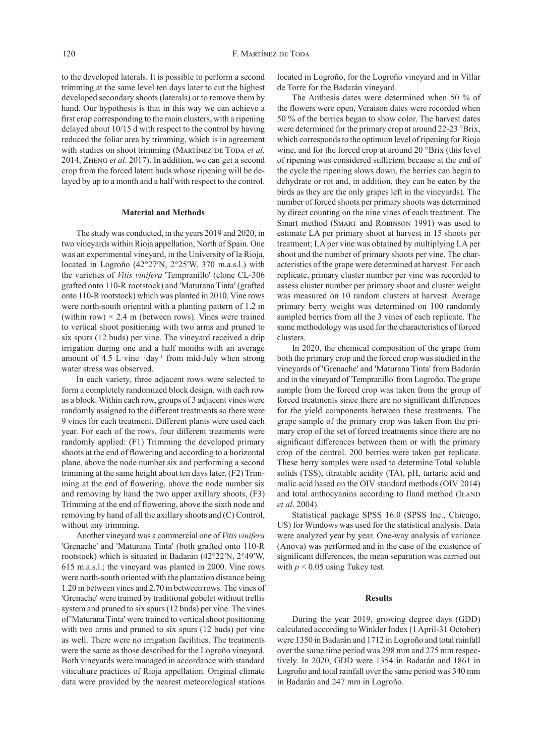to the developed laterals. It is possible to perform a second trimming at the same level ten days later to cut the highest developed secondary shoots (laterals) or to remove them by hand. Our hypothesis is that in this way we can achieve a first crop corresponding to the main clusters, with a ripening delayed about 10/15 d with respect to the control by having reduced the foliar area by trimming, which is in agreement with studies on shoot trimming (Martínez de Toda *et al*. 2014, Zheng *et al*. 2017). In addition, we can get a second crop from the forced latent buds whose ripening will be delayed by up to a month and a half with respect to the control.

## Material and Methods

The study was conducted, in the years 2019 and 2020, in two vineyards within Rioja appellation, North of Spain. One was an experimental vineyard, in the University of la Rioja, located in Logroño (42°27′N, 2°25′W, 370 m.a.s.l.) with the varieties of *Vitis vinifera* 'Tempranillo' (clone CL-306 grafted onto 110-R rootstock) and 'Maturana Tinta' (grafted onto 110-R rootstock) which was planted in 2010. Vine rows were north-south oriented with a planting pattern of 1.2 m (within row) × 2.4 m (between rows). Vines were trained to vertical shoot positioning with two arms and pruned to six spurs (12 buds) per vine. The vineyard received a drip irrigation during one and a half months with an average amount of 4.5 $L \cdot vine^{-1} \cdot day^{-1}$ from mid-July when strong water stress was observed.

In each variety, three adjacent rows were selected to form a completely randomized block design, with each row as a block. Within each row, groups of 3 adjacent vines were randomly assigned to the different treatments so there were 9 vines for each treatment. Different plants were used each year. For each of the rows, four different treatments were randomly applied: (F1) Trimming the developed primary shoots at the end of flowering and according to a horizontal plane, above the node number six and performing a second trimming at the same height about ten days later, (F2) Trimming at the end of flowering, above the node number six and removing by hand the two upper axillary shoots, (F3) Trimming at the end of flowering, above the sixth node and removing by hand of all the axillary shoots and (C) Control, without any trimming.

Another vineyard was a commercial one of *Vitis vinifera* 'Grenache' and 'Maturana Tinta' (both grafted onto 110-R rootstock) which is situated in Badarán (42°22′N, 2°49′W, 615 m.a.s.l.; the vineyard was planted in 2000. Vine rows were north-south oriented with the plantation distance being 1.20 m between vines and 2.70 m between rows. The vines of 'Grenache' were trained by traditional gobelet without trellis system and pruned to six spurs (12 buds) per vine. The vines of 'Maturana Tinta' were trained to vertical shoot positioning with two arms and pruned to six spurs (12 buds) per vine as well. There were no irrigation facilities. The treatments were the same as those described for the Logroño vineyard. Both vineyards were managed in accordance with standard viticulture practices of Rioja appellation. Original climate data were provided by the nearest meteorological stations located in Logroño, for the Logroño vineyard and in Villar de Torre for the Badarán vineyard.

The Anthesis dates were determined when 50 % of the flowers were open, Veraison dates were recorded when 50 % of the berries began to show color. The harvest dates were determined for the primary crop at around 22-23 °Brix, which corresponds to the optimum level of ripening for Rioja wine, and for the forced crop at around 20 °Brix (this level of ripening was considered sufficient because at the end of the cycle the ripening slows down, the berries can begin to dehydrate or rot and, in addition, they can be eaten by the birds as they are the only grapes left in the vineyards). The number of forced shoots per primary shoots was determined by direct counting on the nine vines of each treatment. The Smart method (Smart and Robinson 1991) was used to estimate LA per primary shoot at harvest in 15 shoots per treatment; LA per vine was obtained by multiplying LA per shoot and the number of primary shoots per vine. The characteristics of the grape were determined at harvest. For each replicate, primary cluster number per vine was recorded to assess cluster number per primary shoot and cluster weight was measured on 10 random clusters at harvest. Average primary berry weight was determined on 100 randomly sampled berries from all the 3 vines of each replicate. The same methodology was used for the characteristics of forced clusters.

In 2020, the chemical composition of the grape from both the primary crop and the forced crop was studied in the vineyards of 'Grenache' and 'Maturana Tinta' from Badarán and in the vineyard of 'Tempranillo' from Logroño. The grape sample from the forced crop was taken from the group of forced treatments since there are no significant differences for the yield components between these treatments. The grape sample of the primary crop was taken from the primary crop of the set of forced treatments since there are no significant differences between them or with the primary crop of the control. 200 berries were taken per replicate. These berry samples were used to determine Total soluble solids (TSS), titratable acidity (TA), pH, tartaric acid and malic acid based on the OIV standard methods (OIV 2014) and total anthocyanins according to Iland method (Iland *et al*. 2004).

Statistical package SPSS 16.0 (SPSS Inc., Chicago, US) for Windows was used for the statistical analysis. Data were analyzed year by year. One-way analysis of variance (Anova) was performed and in the case of the existence of significant differences, the mean separation was carried out with $p < 0.05$ using Tukey test.

## Results

During the year 2019, growing degree days (GDD) calculated according to Winkler Index (1 April-31 October) were 1350 in Badarán and 1712 in Logroño and total rainfall over the same time period was 298 mm and 275 mm respectively. In 2020, GDD were 1354 in Badarán and 1861 in Logroño and total rainfall over the same period was 340 mm in Badarán and 247 mm in Logroño.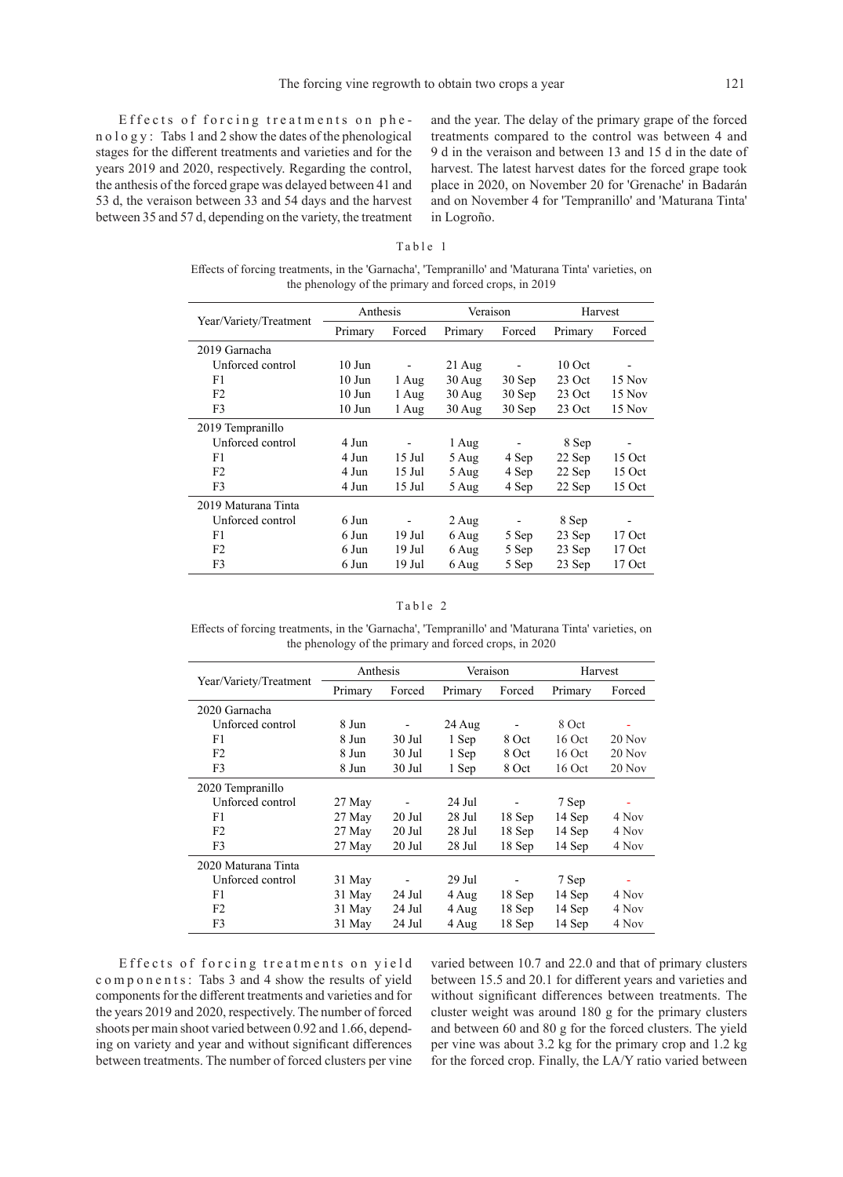**Effects of forcing treatments on phenology:** Tabs 1 and 2 show the dates of the phenological stages for the different treatments and varieties and for the years 2019 and 2020, respectively. Regarding the control, the anthesis of the forced grape was delayed between 41 and 53 d, the veraison between 33 and 54 days and the harvest between 35 and 57 d, depending on the variety, the treatment and the year. The delay of the primary grape of the forced treatments compared to the control was between 4 and 9 d in the veraison and between 13 and 15 d in the date of harvest. The latest harvest dates for the forced grape took place in 2020, on November 20 for 'Grenache' in Badarán and on November 4 for 'Tempranillo' and 'Maturana Tinta' in Logroño.

Table 1

Effects of forcing treatments, in the 'Garnacha', 'Tempranillo' and 'Maturana Tinta' varieties, on the phenology of the primary and forced crops, in 2019

| Year/Variety/Treatment | Anthesis | | Veraison | | Harvest | |
|---|---|---|---|---|---|---|
| | Primary | Forced | Primary | Forced | Primary | Forced |
| 2019 Garnacha | | | | | | |
| Unforced control | 10 Jun | - | 21 Aug | - | 10 Oct | - |
| F1 | 10 Jun | 1 Aug | 30 Aug | 30 Sep | 23 Oct | 15 Nov |
| F2 | 10 Jun | 1 Aug | 30 Aug | 30 Sep | 23 Oct | 15 Nov |
| F3 | 10 Jun | 1 Aug | 30 Aug | 30 Sep | 23 Oct | 15 Nov |
| 2019 Tempranillo | | | | | | |
| Unforced control | 4 Jun | - | 1 Aug | - | 8 Sep | - |
| F1 | 4 Jun | 15 Jul | 5 Aug | 4 Sep | 22 Sep | 15 Oct |
| F2 | 4 Jun | 15 Jul | 5 Aug | 4 Sep | 22 Sep | 15 Oct |
| F3 | 4 Jun | 15 Jul | 5 Aug | 4 Sep | 22 Sep | 15 Oct |
| 2019 Maturana Tinta | | | | | | |
| Unforced control | 6 Jun | - | 2 Aug | - | 8 Sep | - |
| F1 | 6 Jun | 19 Jul | 6 Aug | 5 Sep | 23 Sep | 17 Oct |
| F2 | 6 Jun | 19 Jul | 6 Aug | 5 Sep | 23 Sep | 17 Oct |
| F3 | 6 Jun | 19 Jul | 6 Aug | 5 Sep | 23 Sep | 17 Oct |

Table 2

Effects of forcing treatments, in the 'Garnacha', 'Tempranillo' and 'Maturana Tinta' varieties, on the phenology of the primary and forced crops, in 2020

| Year/Variety/Treatment | Anthesis | | Veraison | | Harvest | |
|---|---|---|---|---|---|---|
| | Primary | Forced | Primary | Forced | Primary | Forced |
| 2020 Garnacha | | | | | | |
| Unforced control | 8 Jun | - | 24 Aug | - | 8 Oct | - |
| F1 | 8 Jun | 30 Jul | 1 Sep | 8 Oct | 16 Oct | 20 Nov |
| F2 | 8 Jun | 30 Jul | 1 Sep | 8 Oct | 16 Oct | 20 Nov |
| F3 | 8 Jun | 30 Jul | 1 Sep | 8 Oct | 16 Oct | 20 Nov |
| 2020 Tempranillo | | | | | | |
| Unforced control | 27 May | - | 24 Jul | - | 7 Sep | - |
| F1 | 27 May | 20 Jul | 28 Jul | 18 Sep | 14 Sep | 4 Nov |
| F2 | 27 May | 20 Jul | 28 Jul | 18 Sep | 14 Sep | 4 Nov |
| F3 | 27 May | 20 Jul | 28 Jul | 18 Sep | 14 Sep | 4 Nov |
| 2020 Maturana Tinta | | | | | | |
| Unforced control | 31 May | - | 29 Jul | - | 7 Sep | - |
| F1 | 31 May | 24 Jul | 4 Aug | 18 Sep | 14 Sep | 4 Nov |
| F2 | 31 May | 24 Jul | 4 Aug | 18 Sep | 14 Sep | 4 Nov |
| F3 | 31 May | 24 Jul | 4 Aug | 18 Sep | 14 Sep | 4 Nov |

**Effects of forcing treatments on yield components:** Tabs 3 and 4 show the results of yield components for the different treatments and varieties and for the years 2019 and 2020, respectively. The number of forced shoots per main shoot varied between 0.92 and 1.66, depending on variety and year and without significant differences between treatments. The number of forced clusters per vine varied between 10.7 and 22.0 and that of primary clusters between 15.5 and 20.1 for different years and varieties and without significant differences between treatments. The cluster weight was around 180 g for the primary clusters and between 60 and 80 g for the forced clusters. The yield per vine was about 3.2 kg for the primary crop and 1.2 kg for the forced crop. Finally, the LA/Y ratio varied between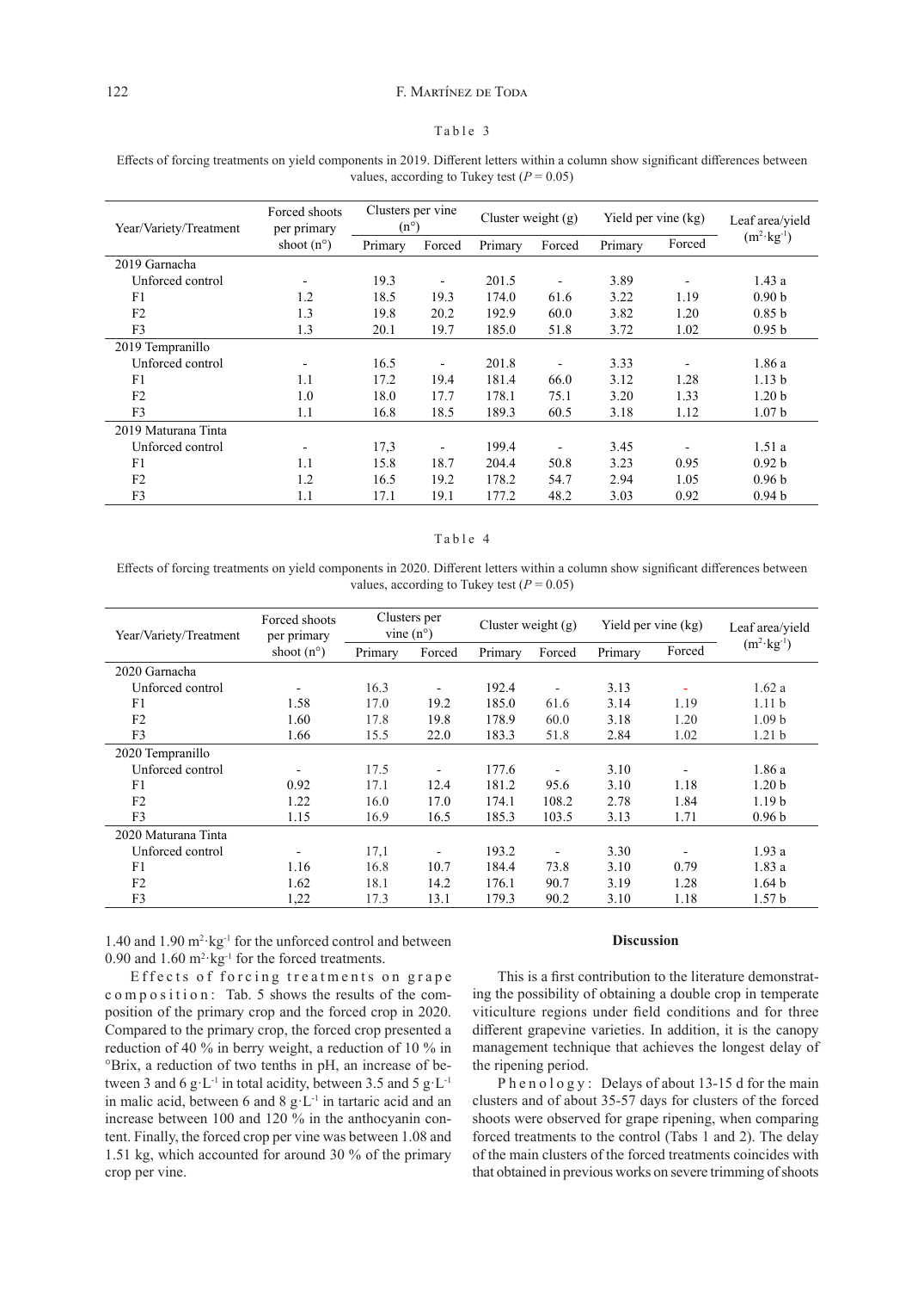Table 3

Effects of forcing treatments on yield components in 2019. Different letters within a column show significant differences between values, according to Tukey test ($P = 0.05$)

| Year/Variety/Treatment | Forced shoots per primary shoot (n°) | Clusters per vine (n°) | | Cluster weight (g) | | Yield per vine (kg) | | Leaf area/yield ($m^2 \cdot kg^{-1}$) |
|---|---|---|---|---|---|---|---|---|
| | | Primary | Forced | Primary | Forced | Primary | Forced | |
| 2019 Garnacha | | | | | | | | |
| Unforced control | - | 19.3 | - | 201.5 | - | 3.89 | - | 1.43 a |
| F1 | 1.2 | 18.5 | 19.3 | 174.0 | 61.6 | 3.22 | 1.19 | 0.90 b |
| F2 | 1.3 | 19.8 | 20.2 | 192.9 | 60.0 | 3.82 | 1.20 | 0.85 b |
| F3 | 1.3 | 20.1 | 19.7 | 185.0 | 51.8 | 3.72 | 1.02 | 0.95 b |
| 2019 Tempranillo | | | | | | | | |
| Unforced control | - | 16.5 | - | 201.8 | - | 3.33 | - | 1.86 a |
| F1 | 1.1 | 17.2 | 19.4 | 181.4 | 66.0 | 3.12 | 1.28 | 1.13 b |
| F2 | 1.0 | 18.0 | 17.7 | 178.1 | 75.1 | 3.20 | 1.33 | 1.20 b |
| F3 | 1.1 | 16.8 | 18.5 | 189.3 | 60.5 | 3.18 | 1.12 | 1.07 b |
| 2019 Maturana Tinta | | | | | | | | |
| Unforced control | - | 17,3 | - | 199.4 | - | 3.45 | - | 1.51 a |
| F1 | 1.1 | 15.8 | 18.7 | 204.4 | 50.8 | 3.23 | 0.95 | 0.92 b |
| F2 | 1.2 | 16.5 | 19.2 | 178.2 | 54.7 | 2.94 | 1.05 | 0.96 b |
| F3 | 1.1 | 17.1 | 19.1 | 177.2 | 48.2 | 3.03 | 0.92 | 0.94 b |

Table 4

Effects of forcing treatments on yield components in 2020. Different letters within a column show significant differences between values, according to Tukey test ($P = 0.05$)

| Year/Variety/Treatment | Forced shoots per primary shoot (n°) | Clusters per vine (n°) | | Cluster weight (g) | | Yield per vine (kg) | | Leaf area/yield ($m^2 \cdot kg^{-1}$) |
|---|---|---|---|---|---|---|---|---|
| | | Primary | Forced | Primary | Forced | Primary | Forced | |
| 2020 Garnacha | | | | | | | | |
| Unforced control | - | 16.3 | - | 192.4 | - | 3.13 | - | 1.62 a |
| F1 | 1.58 | 17.0 | 19.2 | 185.0 | 61.6 | 3.14 | 1.19 | 1.11 b |
| F2 | 1.60 | 17.8 | 19.8 | 178.9 | 60.0 | 3.18 | 1.20 | 1.09 b |
| F3 | 1.66 | 15.5 | 22.0 | 183.3 | 51.8 | 2.84 | 1.02 | 1.21 b |
| 2020 Tempranillo | | | | | | | | |
| Unforced control | - | 17.5 | - | 177.6 | - | 3.10 | - | 1.86 a |
| F1 | 0.92 | 17.1 | 12.4 | 181.2 | 95.6 | 3.10 | 1.18 | 1.20 b |
| F2 | 1.22 | 16.0 | 17.0 | 174.1 | 108.2 | 2.78 | 1.84 | 1.19 b |
| F3 | 1.15 | 16.9 | 16.5 | 185.3 | 103.5 | 3.13 | 1.71 | 0.96 b |
| 2020 Maturana Tinta | | | | | | | | |
| Unforced control | - | 17,1 | - | 193.2 | - | 3.30 | - | 1.93 a |
| F1 | 1.16 | 16.8 | 10.7 | 184.4 | 73.8 | 3.10 | 0.79 | 1.83 a |
| F2 | 1.62 | 18.1 | 14.2 | 176.1 | 90.7 | 3.19 | 1.28 | 1.64 b |
| F3 | 1,22 | 17.3 | 13.1 | 179.3 | 90.2 | 3.10 | 1.18 | 1.57 b |

1.40 and 1.90 $m^2 \cdot kg^{-1}$ for the unforced control and between 0.90 and 1.60 $m^2 \cdot kg^{-1}$ for the forced treatments.

Effects of forcing treatments on grape composition: Tab. 5 shows the results of the composition of the primary crop and the forced crop in 2020. Compared to the primary crop, the forced crop presented a reduction of 40 % in berry weight, a reduction of 10 % in °Brix, a reduction of two tenths in pH, an increase of between 3 and 6 $g \cdot L^{-1}$ in total acidity, between 3.5 and 5 $g \cdot L^{-1}$ in malic acid, between 6 and 8 $g \cdot L^{-1}$ in tartaric acid and an increase between 100 and 120 % in the anthocyanin content. Finally, the forced crop per vine was between 1.08 and 1.51 kg, which accounted for around 30 % of the primary crop per vine.

## Discussion

This is a first contribution to the literature demonstrating the possibility of obtaining a double crop in temperate viticulture regions under field conditions and for three different grapevine varieties. In addition, it is the canopy management technique that achieves the longest delay of the ripening period.

Phenology: Delays of about 13-15 d for the main clusters and of about 35-57 days for clusters of the forced shoots were observed for grape ripening, when comparing forced treatments to the control (Tabs 1 and 2). The delay of the main clusters of the forced treatments coincides with that obtained in previous works on severe trimming of shoots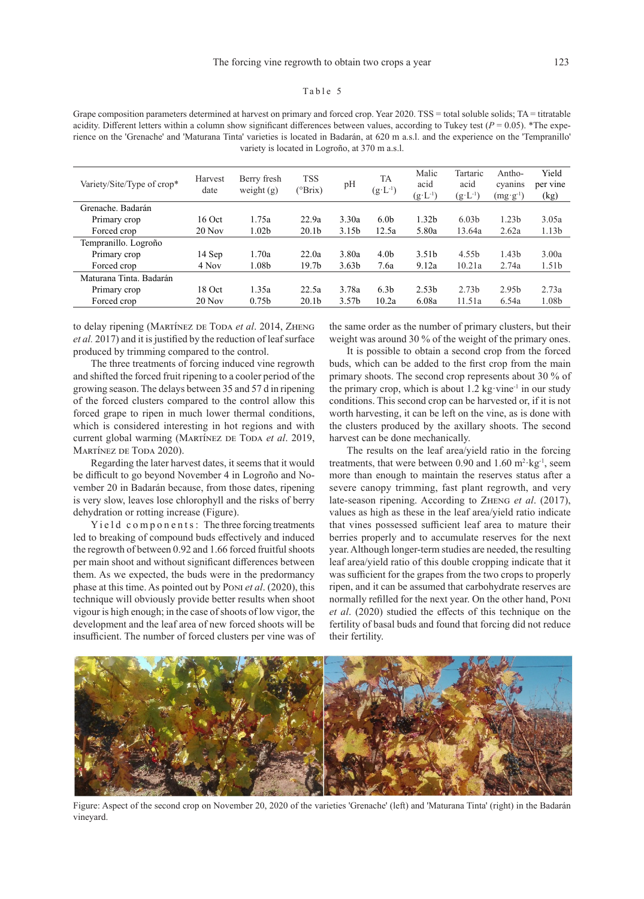Table 5

Grape composition parameters determined at harvest on primary and forced crop. Year 2020. TSS = total soluble solids; TA = titratable acidity. Different letters within a column show significant differences between values, according to Tukey test ($P = 0.05$). *The experience on the 'Grenache' and 'Maturana Tinta' varieties is located in Badarán, at 620 m a.s.l. and the experience on the 'Tempranillo' variety is located in Logroño, at 370 m a.s.l.

| Variety/Site/Type of crop* | Harvest date | Berry fresh weight (g) | TSS (°Brix) | pH | TA ($g \cdot L^{-1}$) | Malic acid ($g \cdot L^{-1}$) | Tartaric acid ($g \cdot L^{-1}$) | Antho-cyanins ($mg \cdot g^{-1}$) | Yield per vine (kg) |
|---|---|---|---|---|---|---|---|---|---|
| Grenache. Badarán | | | | | | | | | |
| Primary crop | 16 Oct | 1.75a | 22.9a | 3.30a | 6.0b | 1.32b | 6.03b | 1.23b | 3.05a |
| Forced crop | 20 Nov | 1.02b | 20.1b | 3.15b | 12.5a | 5.80a | 13.64a | 2.62a | 1.13b |
| Tempranillo. Logroño | | | | | | | | | |
| Primary crop | 14 Sep | 1.70a | 22.0a | 3.80a | 4.0b | 3.51b | 4.55b | 1.43b | 3.00a |
| Forced crop | 4 Nov | 1.08b | 19.7b | 3.63b | 7.6a | 9.12a | 10.21a | 2.74a | 1.51b |
| Maturana Tinta. Badarán | | | | | | | | | |
| Primary crop | 18 Oct | 1.35a | 22.5a | 3.78a | 6.3b | 2.53b | 2.73b | 2.95b | 2.73a |
| Forced crop | 20 Nov | 0.75b | 20.1b | 3.57b | 10.2a | 6.08a | 11.51a | 6.54a | 1.08b |

to delay ripening (Martínez de Toda *et al*. 2014, Zheng *et al.* 2017) and it is justified by the reduction of leaf surface produced by trimming compared to the control.

The three treatments of forcing induced vine regrowth and shifted the forced fruit ripening to a cooler period of the growing season. The delays between 35 and 57 d in ripening of the forced clusters compared to the control allow this forced grape to ripen in much lower thermal conditions, which is considered interesting in hot regions and with current global warming (Martínez de Toda *et al*. 2019, Martínez de Toda 2020).

Regarding the later harvest dates, it seems that it would be difficult to go beyond November 4 in Logroño and November 20 in Badarán because, from those dates, ripening is very slow, leaves lose chlorophyll and the risks of berry dehydration or rotting increase (Figure).

Yield components: The three forcing treatments led to breaking of compound buds effectively and induced the regrowth of between 0.92 and 1.66 forced fruitful shoots per main shoot and without significant differences between them. As we expected, the buds were in the predormancy phase at this time. As pointed out by Poni *et al*. (2020), this technique will obviously provide better results when shoot vigour is high enough; in the case of shoots of low vigor, the development and the leaf area of new forced shoots will be insufficient. The number of forced clusters per vine was of the same order as the number of primary clusters, but their weight was around 30 % of the weight of the primary ones.

It is possible to obtain a second crop from the forced buds, which can be added to the first crop from the main primary shoots. The second crop represents about 30 % of the primary crop, which is about 1.2 $kg \cdot vine^{-1}$ in our study conditions. This second crop can be harvested or, if it is not worth harvesting, it can be left on the vine, as is done with the clusters produced by the axillary shoots. The second harvest can be done mechanically.

The results on the leaf area/yield ratio in the forcing treatments, that were between 0.90 and 1.60 $m^2 \cdot kg^{-1}$, seem more than enough to maintain the reserves status after a severe canopy trimming, fast plant regrowth, and very late-season ripening. According to Zheng *et al*. (2017), values as high as these in the leaf area/yield ratio indicate that vines possessed sufficient leaf area to mature their berries properly and to accumulate reserves for the next year. Although longer-term studies are needed, the resulting leaf area/yield ratio of this double cropping indicate that it was sufficient for the grapes from the two crops to properly ripen, and it can be assumed that carbohydrate reserves are normally refilled for the next year. On the other hand, Poni *et al*. (2020) studied the effects of this technique on the fertility of basal buds and found that forcing did not reduce their fertility.

Figure: Aspect of the second crop on November 20, 2020 of the varieties 'Grenache' (left) and 'Maturana Tinta' (right) in the Badarán vineyard.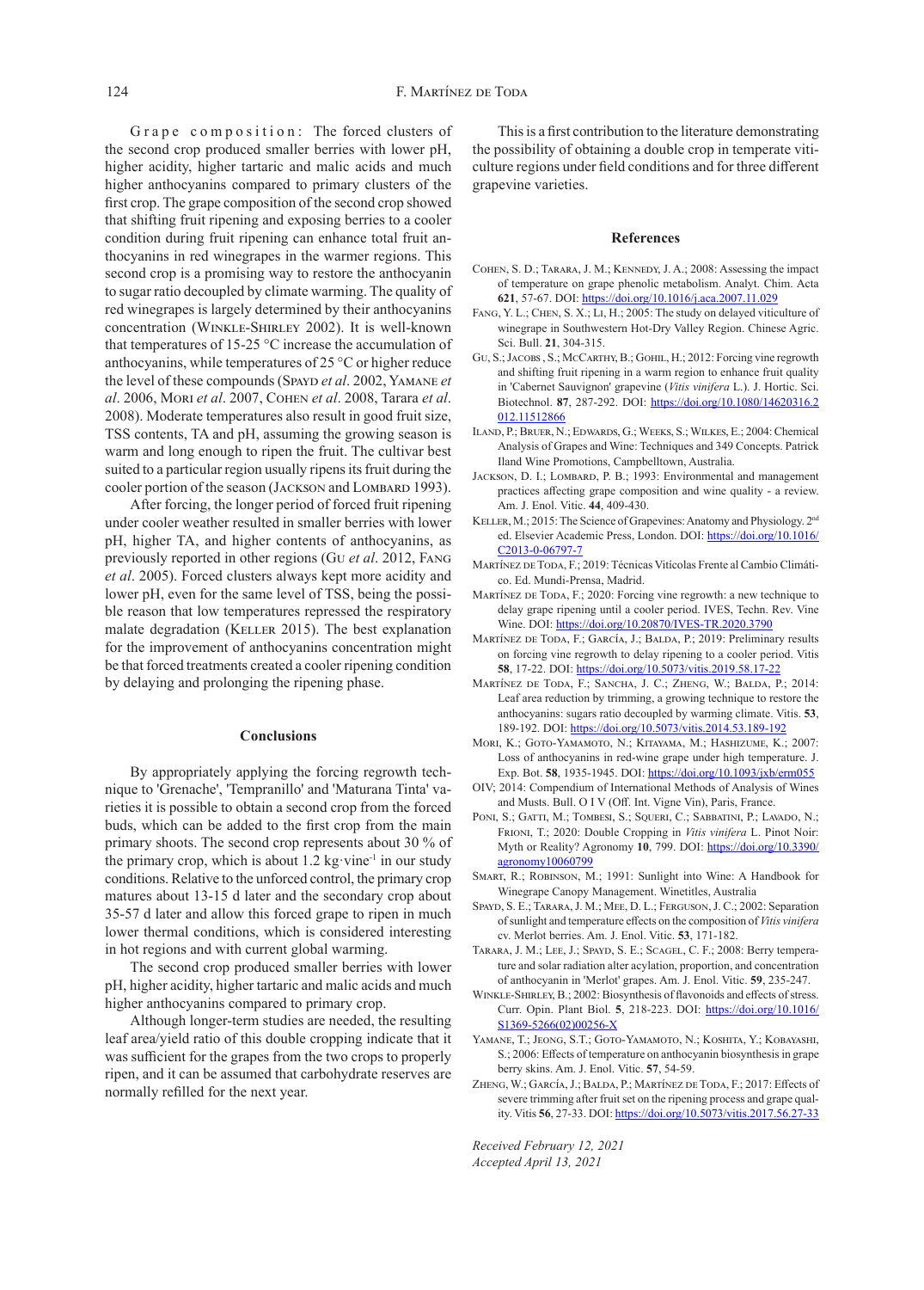Grape composition: The forced clusters of the second crop produced smaller berries with lower pH, higher acidity, higher tartaric and malic acids and much higher anthocyanins compared to primary clusters of the first crop. The grape composition of the second crop showed that shifting fruit ripening and exposing berries to a cooler condition during fruit ripening can enhance total fruit anthocyanins in red winegrapes in the warmer regions. This second crop is a promising way to restore the anthocyanin to sugar ratio decoupled by climate warming. The quality of red winegrapes is largely determined by their anthocyanins concentration (Winkle-Shirley 2002). It is well-known that temperatures of 15-25 °C increase the accumulation of anthocyanins, while temperatures of 25 °C or higher reduce the level of these compounds (Spayd *et al*. 2002, Yamane *et al*. 2006, Mori *et al*. 2007, Cohen *et al*. 2008, Tarara *et al*. 2008). Moderate temperatures also result in good fruit size, TSS contents, TA and pH, assuming the growing season is warm and long enough to ripen the fruit. The cultivar best suited to a particular region usually ripens its fruit during the cooler portion of the season (Jackson and Lombard 1993).

After forcing, the longer period of forced fruit ripening under cooler weather resulted in smaller berries with lower pH, higher TA, and higher contents of anthocyanins, as previously reported in other regions (Gu *et al*. 2012, Fang *et al*. 2005). Forced clusters always kept more acidity and lower pH, even for the same level of TSS, being the possible reason that low temperatures repressed the respiratory malate degradation (Keller 2015). The best explanation for the improvement of anthocyanins concentration might be that forced treatments created a cooler ripening condition by delaying and prolonging the ripening phase.

## Conclusions

By appropriately applying the forcing regrowth technique to 'Grenache', 'Tempranillo' and 'Maturana Tinta' varieties it is possible to obtain a second crop from the forced buds, which can be added to the first crop from the main primary shoots. The second crop represents about 30 % of the primary crop, which is about 1.2 kg·vine$^{-1}$ in our study conditions. Relative to the unforced control, the primary crop matures about 13-15 d later and the secondary crop about 35-57 d later and allow this forced grape to ripen in much lower thermal conditions, which is considered interesting in hot regions and with current global warming.

The second crop produced smaller berries with lower pH, higher acidity, higher tartaric and malic acids and much higher anthocyanins compared to primary crop.

Although longer-term studies are needed, the resulting leaf area/yield ratio of this double cropping indicate that it was sufficient for the grapes from the two crops to properly ripen, and it can be assumed that carbohydrate reserves are normally refilled for the next year.

This is a first contribution to the literature demonstrating the possibility of obtaining a double crop in temperate viticulture regions under field conditions and for three different grapevine varieties.

## References

Cohen, S. D.; Tarara, J. M.; Kennedy, J. A.; 2008: Assessing the impact of temperature on grape phenolic metabolism. Analyt. Chim. Acta **621**, 57-67. DOI: https://doi.org/10.1016/j.aca.2007.11.029

Fang, Y. L.; Chen, S. X.; Li, H.; 2005: The study on delayed viticulture of winegrape in Southwestern Hot-Dry Valley Region. Chinese Agric. Sci. Bull. **21**, 304-315.

Gu, S.; Jacobs , S.; McCarthy, B.; Gohil, H.; 2012: Forcing vine regrowth and shifting fruit ripening in a warm region to enhance fruit quality in 'Cabernet Sauvignon' grapevine (*Vitis vinifera* L.). J. Hortic. Sci. Biotechnol. **87**, 287-292. DOI: https://doi.org/10.1080/14620316.2012.11512866

Iland, P.; Bruer, N.; Edwards, G.; Weeks, S.; Wilkes, E.; 2004: Chemical Analysis of Grapes and Wine: Techniques and 349 Concepts. Patrick Iland Wine Promotions, Campbelltown, Australia.

Jackson, D. I.; Lombard, P. B.; 1993: Environmental and management practices affecting grape composition and wine quality - a review. Am. J. Enol. Vitic. **44**, 409-430.

Keller, M.; 2015: The Science of Grapevines: Anatomy and Physiology. 2[nd] ed. Elsevier Academic Press, London. DOI: https://doi.org/10.1016/C2013-0-06797-7

Martínez de Toda, F.; 2019: Técnicas Vitícolas Frente al Cambio Climático. Ed. Mundi-Prensa, Madrid.

Martínez de Toda, F.; 2020: Forcing vine regrowth: a new technique to delay grape ripening until a cooler period. IVES, Techn. Rev. Vine Wine. DOI: https://doi.org/10.20870/IVES-TR.2020.3790

Martínez de Toda, F.; García, J.; Balda, P.; 2019: Preliminary results on forcing vine regrowth to delay ripening to a cooler period. Vitis **58**, 17-22. DOI: https://doi.org/10.5073/vitis.2019.58.17-22

Martínez de Toda, F.; Sancha, J. C.; Zheng, W.; Balda, P.; 2014: Leaf area reduction by trimming, a growing technique to restore the anthocyanins: sugars ratio decoupled by warming climate. Vitis. **53**, 189-192. DOI: https://doi.org/10.5073/vitis.2014.53.189-192

Mori, K.; Goto-Yamamoto, N.; Kitayama, M.; Hashizume, K.; 2007: Loss of anthocyanins in red-wine grape under high temperature. J. Exp. Bot. **58**, 1935-1945. DOI: https://doi.org/10.1093/jxb/erm055

OIV; 2014: Compendium of International Methods of Analysis of Wines and Musts. Bull. O I V (Off. Int. Vigne Vin), Paris, France.

Poni, S.; Gatti, M.; Tombesi, S.; Squeri, C.; Sabbatini, P.; Lavado, N.; Frioni, T.; 2020: Double Cropping in *Vitis vinifera* L. Pinot Noir: Myth or Reality? Agronomy **10**, 799. DOI: https://doi.org/10.3390/agronomy10060799

Smart, R.; Robinson, M.; 1991: Sunlight into Wine: A Handbook for Winegrape Canopy Management. Winetitles, Australia

Spayd, S. E.; Tarara, J. M.; Mee, D. L.; Ferguson, J. C.; 2002: Separation of sunlight and temperature effects on the composition of *Vitis vinifera* cv. Merlot berries. Am. J. Enol. Vitic. **53**, 171-182.

Tarara, J. M.; Lee, J.; Spayd, S. E.; Scagel, C. F.; 2008: Berry temperature and solar radiation alter acylation, proportion, and concentration of anthocyanin in 'Merlot' grapes. Am. J. Enol. Vitic. **59**, 235-247.

Winkle-Shirley, B.; 2002: Biosynthesis of flavonoids and effects of stress. Curr. Opin. Plant Biol. **5**, 218-223. DOI: https://doi.org/10.1016/S1369-5266(02)00256-X

Yamane, T.; Jeong, S.T.; Goto-Yamamoto, N.; Koshita, Y.; Kobayashi, S.; 2006: Effects of temperature on anthocyanin biosynthesis in grape berry skins. Am. J. Enol. Vitic. **57**, 54-59.

Zheng, W.; García, J.; Balda, P.; Martínez de Toda, F.; 2017: Effects of severe trimming after fruit set on the ripening process and grape quality. Vitis **56**, 27-33. DOI: https://doi.org/10.5073/vitis.2017.56.27-33

*Received February 12, 2021*
*Accepted April 13, 2021*